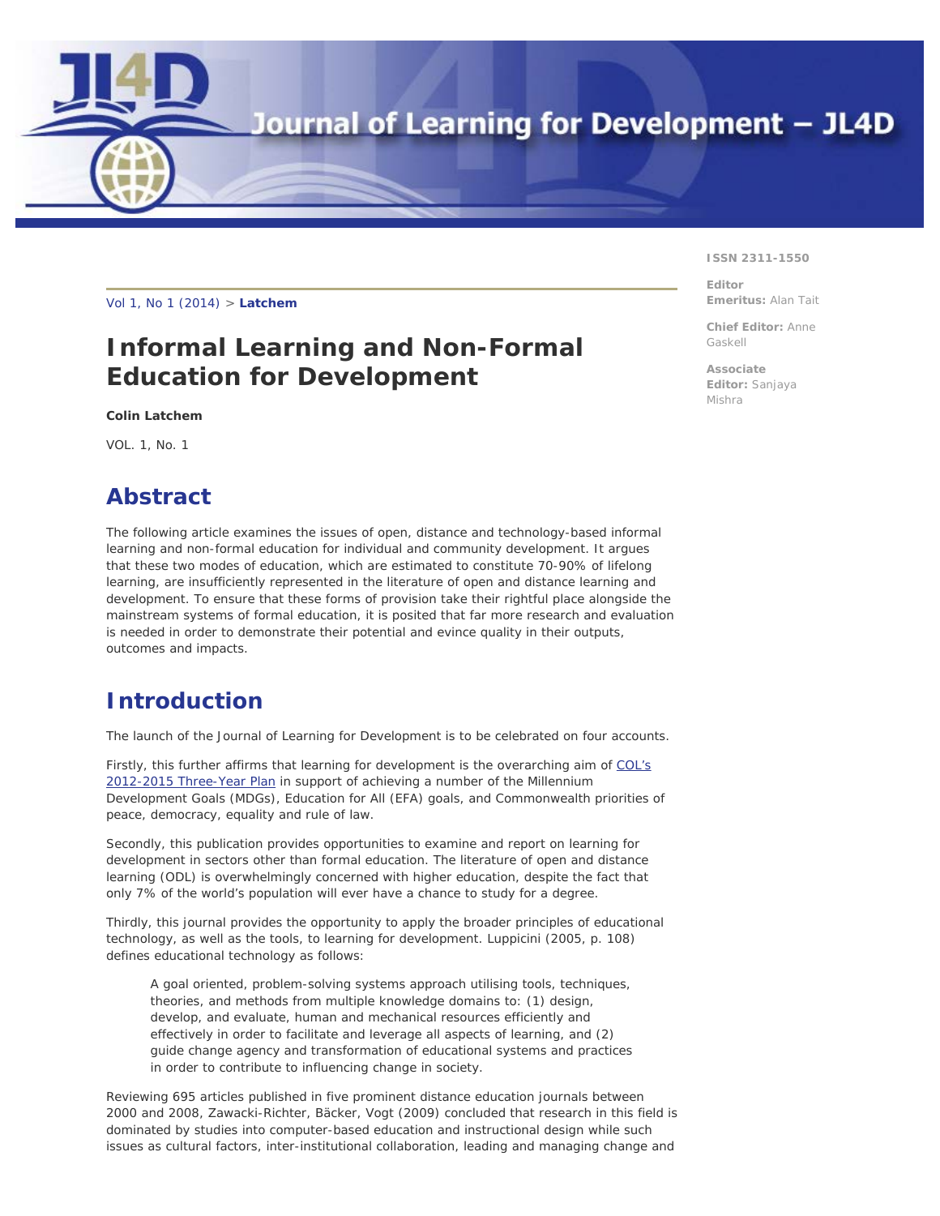Vol 1, No 1 (2014) > **Latchem**

ISSN 2311-1550

**Editor Emeritus:** Alan Tait

**Chief Editor:** Anne Gaskell

**Associate Editor:** Sanjaya Mishra

# Informal Learning and Non-Formal Education for Development

**Colin Latchem**

VOL. 1, No. 1

## Abstract

The following article examines the issues of open, distance and technology-based informal learning and non-formal education for individual and community development. It argues that these two modes of education, which are estimated to constitute 70-90% of lifelong learning, are insufficiently represented in the literature of open and distance learning and development. To ensure that these forms of provision take their rightful place alongside the mainstream systems of formal education, it is posited that far more research and evaluation is needed in order to demonstrate their potential and evince quality in their outputs, outcomes and impacts.

## Introduction

The launch of the Journal of Learning for Development is to be celebrated on four accounts.

Firstly, this further affirms that learning for development is the overarching aim of COL's 2012-2015 Three-Year Plan in support of achieving a number of the Millennium Development Goals (MDGs), Education for All (EFA) goals, and Commonwealth priorities of peace, democracy, equality and rule of law.

Secondly, this publication provides opportunities to examine and report on learning for development in sectors other than formal education. The literature of open and distance learning (ODL) is overwhelmingly concerned with higher education, despite the fact that only 7% of the world's population will ever have a chance to study for a degree.

Thirdly, this journal provides the opportunity to apply the broader principles of educational technology, as well as the tools, to learning for development. Luppicini (2005, p. 108) defines educational technology as follows:

> A goal oriented, problem-solving systems approach utilising tools, techniques, theories, and methods from multiple knowledge domains to: (1) design, develop, and evaluate, human and mechanical resources efficiently and effectively in order to facilitate and leverage all aspects of learning, and (2) guide change agency and transformation of educational systems and practices in order to contribute to influencing change in society.

Reviewing 695 articles published in five prominent distance education journals between 2000 and 2008, Zawacki-Richter, Bäcker, Vogt (2009) concluded that research in this field is dominated by studies into computer-based education and instructional design while such issues as cultural factors, inter-institutional collaboration, leading and managing change and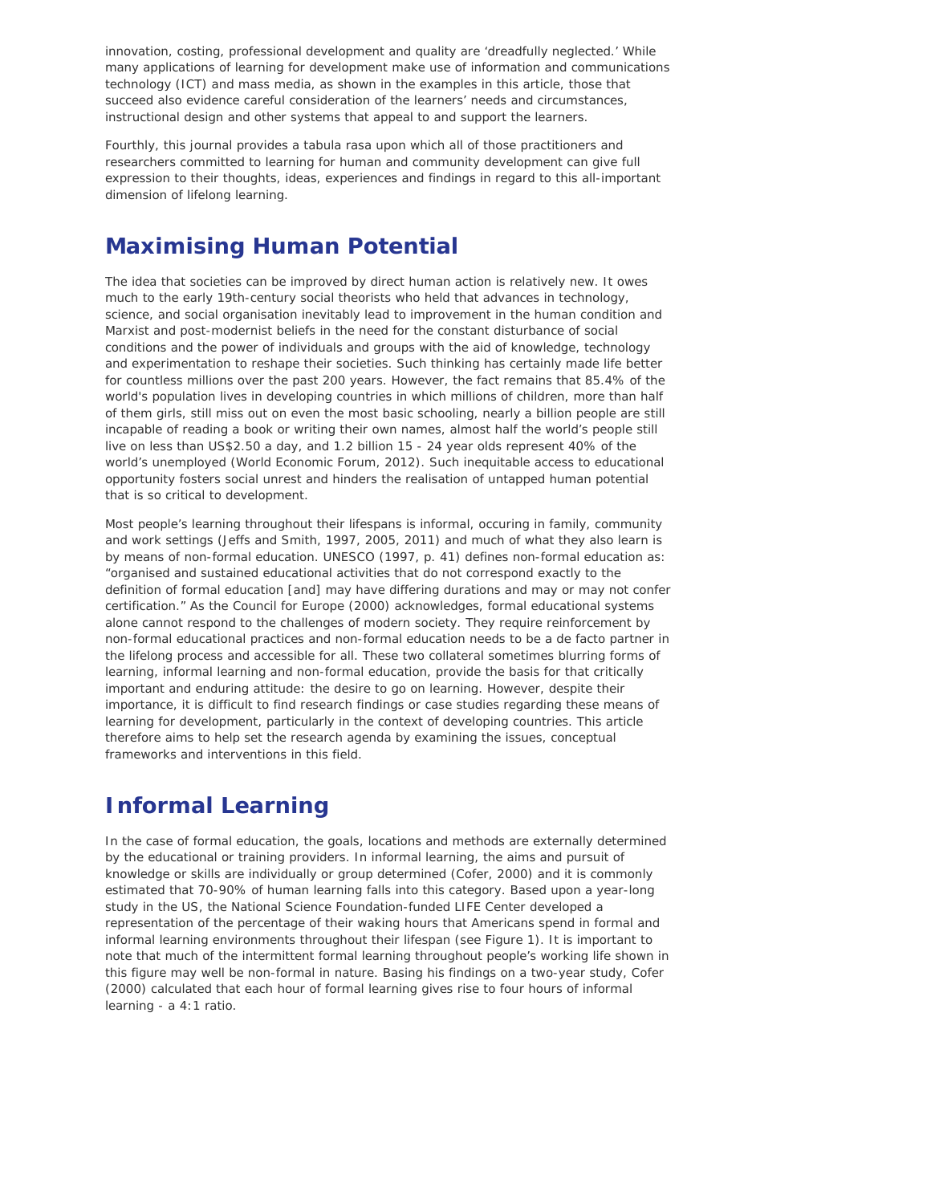innovation, costing, professional development and quality are 'dreadfully neglected.' While many applications of learning for development make use of information and communications technology (ICT) and mass media, as shown in the examples in this article, those that succeed also evidence careful consideration of the learners' needs and circumstances, instructional design and other systems that appeal to and support the learners.

Fourthly, this journal provides a tabula rasa upon which all of those practitioners and researchers committed to learning for human and community development can give full expression to their thoughts, ideas, experiences and findings in regard to this all-important dimension of lifelong learning.

## Maximising Human Potential

The idea that societies can be improved by direct human action is relatively new. It owes much to the early 19th-century social theorists who held that advances in technology, science, and social organisation inevitably lead to improvement in the human condition and Marxist and post-modernist beliefs in the need for the constant disturbance of social conditions and the power of individuals and groups with the aid of knowledge, technology and experimentation to reshape their societies. Such thinking has certainly made life better for countless millions over the past 200 years. However, the fact remains that 85.4% of the world's population lives in developing countries in which millions of children, more than half of them girls, still miss out on even the most basic schooling, nearly a billion people are still incapable of reading a book or writing their own names, almost half the world's people still live on less than US$2.50 a day, and 1.2 billion 15 - 24 year olds represent 40% of the world's unemployed (World Economic Forum, 2012). Such inequitable access to educational opportunity fosters social unrest and hinders the realisation of untapped human potential that is so critical to development.

Most people's learning throughout their lifespans is informal, occuring in family, community and work settings (Jeffs and Smith, 1997, 2005, 2011) and much of what they also learn is by means of non-formal education. UNESCO (1997, p. 41) defines non-formal education as: "organised and sustained educational activities that do not correspond exactly to the definition of formal education [and] may have differing durations and may or may not confer certification." As the Council for Europe (2000) acknowledges, formal educational systems alone cannot respond to the challenges of modern society. They require reinforcement by non-formal educational practices and non-formal education needs to be a de facto partner in the lifelong process and accessible for all. These two collateral sometimes blurring forms of learning, informal learning and non-formal education, provide the basis for that critically important and enduring attitude: the desire to go on learning. However, despite their importance, it is difficult to find research findings or case studies regarding these means of learning for development, particularly in the context of developing countries. This article therefore aims to help set the research agenda by examining the issues, conceptual frameworks and interventions in this field.

## Informal Learning

In the case of formal education, the goals, locations and methods are externally determined by the educational or training providers. In informal learning, the aims and pursuit of knowledge or skills are individually or group determined (Cofer, 2000) and it is commonly estimated that 70-90% of human learning falls into this category. Based upon a year-long study in the US, the National Science Foundation-funded LIFE Center developed a representation of the percentage of their waking hours that Americans spend in formal and informal learning environments throughout their lifespan (see Figure 1). It is important to note that much of the intermittent formal learning throughout people's working life shown in this figure may well be non-formal in nature. Basing his findings on a two-year study, Cofer (2000) calculated that each hour of formal learning gives rise to four hours of informal learning - a 4:1 ratio.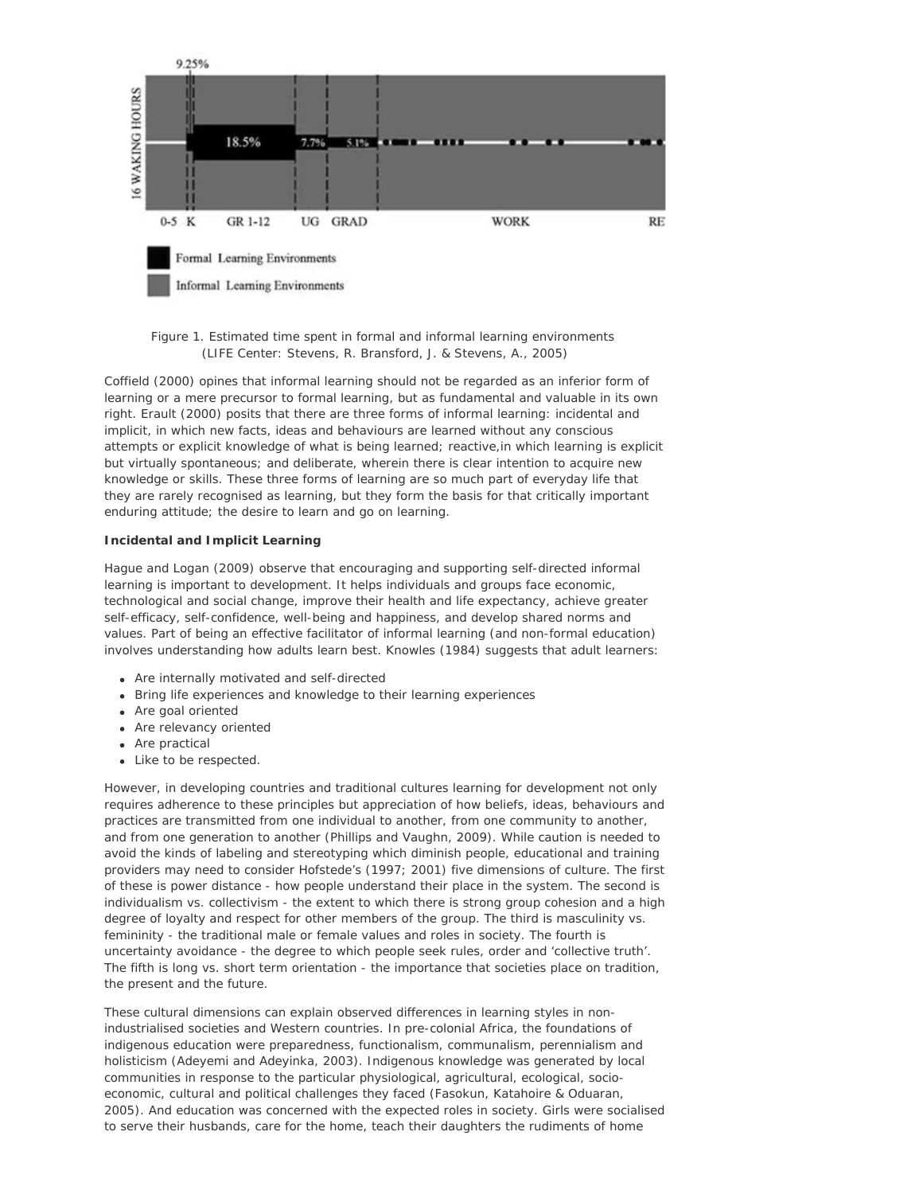Figure 1. Estimated time spent in formal and informal learning environments (LIFE Center: Stevens, R. Bransford, J. & Stevens, A., 2005)

Coffield (2000) opines that informal learning should not be regarded as an inferior form of learning or a mere precursor to formal learning, but as fundamental and valuable in its own right. Erault (2000) posits that there are three forms of informal learning: incidental and implicit, in which new facts, ideas and behaviours are learned without any conscious attempts or explicit knowledge of what is being learned; reactive,in which learning is explicit but virtually spontaneous; and deliberate, wherein there is clear intention to acquire new knowledge or skills. These three forms of learning are so much part of everyday life that they are rarely recognised as learning, but they form the basis for that critically important enduring attitude; the desire to learn and go on learning.

**Incidental and Implicit Learning**

Hague and Logan (2009) observe that encouraging and supporting self-directed informal learning is important to development. It helps individuals and groups face economic, technological and social change, improve their health and life expectancy, achieve greater self-efficacy, self-confidence, well-being and happiness, and develop shared norms and values. Part of being an effective facilitator of informal learning (and non-formal education) involves understanding how adults learn best. Knowles (1984) suggests that adult learners:

- Are internally motivated and self-directed
- Bring life experiences and knowledge to their learning experiences
- Are goal oriented
- Are relevancy oriented
- Are practical
- Like to be respected.

However, in developing countries and traditional cultures learning for development not only requires adherence to these principles but appreciation of how beliefs, ideas, behaviours and practices are transmitted from one individual to another, from one community to another, and from one generation to another (Phillips and Vaughn, 2009). While caution is needed to avoid the kinds of labeling and stereotyping which diminish people, educational and training providers may need to consider Hofstede's (1997; 2001) five dimensions of culture. The first of these is power distance - how people understand their place in the system. The second is individualism vs. collectivism - the extent to which there is strong group cohesion and a high degree of loyalty and respect for other members of the group. The third is masculinity vs. femininity - the traditional male or female values and roles in society. The fourth is uncertainty avoidance - the degree to which people seek rules, order and 'collective truth'. The fifth is long vs. short term orientation - the importance that societies place on tradition, the present and the future.

These cultural dimensions can explain observed differences in learning styles in non-industrialised societies and Western countries. In pre-colonial Africa, the foundations of indigenous education were preparedness, functionalism, communalism, perennialism and holisticism (Adeyemi and Adeyinka, 2003). Indigenous knowledge was generated by local communities in response to the particular physiological, agricultural, ecological, socio-economic, cultural and political challenges they faced (Fasokun, Katahoire & Oduaran, 2005). And education was concerned with the expected roles in society. Girls were socialised to serve their husbands, care for the home, teach their daughters the rudiments of home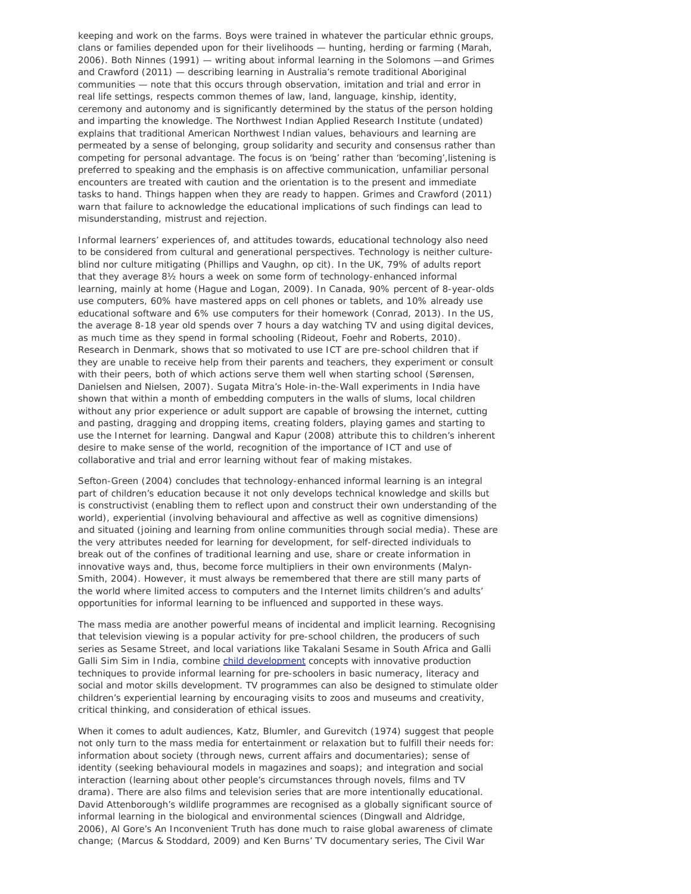keeping and work on the farms. Boys were trained in whatever the particular ethnic groups, clans or families depended upon for their livelihoods — hunting, herding or farming (Marah, 2006). Both Ninnes (1991) — writing about informal learning in the Solomons —and Grimes and Crawford (2011) — describing learning in Australia's remote traditional Aboriginal communities — note that this occurs through observation, imitation and trial and error in real life settings, respects common themes of law, land, language, kinship, identity, ceremony and autonomy and is significantly determined by the status of the person holding and imparting the knowledge. The Northwest Indian Applied Research Institute (undated) explains that traditional American Northwest Indian values, behaviours and learning are permeated by a sense of belonging, group solidarity and security and consensus rather than competing for personal advantage. The focus is on 'being' rather than 'becoming',listening is preferred to speaking and the emphasis is on affective communication, unfamiliar personal encounters are treated with caution and the orientation is to the present and immediate tasks to hand. Things happen when they are ready to happen. Grimes and Crawford (2011) warn that failure to acknowledge the educational implications of such findings can lead to misunderstanding, mistrust and rejection.

Informal learners' experiences of, and attitudes towards, educational technology also need to be considered from cultural and generational perspectives. Technology is neither culture-blind nor culture mitigating (Phillips and Vaughn, op cit). In the UK, 79% of adults report that they average 8½ hours a week on some form of technology-enhanced informal learning, mainly at home (Hague and Logan, 2009). In Canada, 90% percent of 8-year-olds use computers, 60% have mastered apps on cell phones or tablets, and 10% already use educational software and 6% use computers for their homework (Conrad, 2013). In the US, the average 8-18 year old spends over 7 hours a day watching TV and using digital devices, as much time as they spend in formal schooling (Rideout, Foehr and Roberts, 2010). Research in Denmark, shows that so motivated to use ICT are pre-school children that if they are unable to receive help from their parents and teachers, they experiment or consult with their peers, both of which actions serve them well when starting school (Sørensen, Danielsen and Nielsen, 2007). Sugata Mitra's Hole-in-the-Wall experiments in India have shown that within a month of embedding computers in the walls of slums, local children without any prior experience or adult support are capable of browsing the internet, cutting and pasting, dragging and dropping items, creating folders, playing games and starting to use the Internet for learning. Dangwal and Kapur (2008) attribute this to children's inherent desire to make sense of the world, recognition of the importance of ICT and use of collaborative and trial and error learning without fear of making mistakes.

Sefton-Green (2004) concludes that technology-enhanced informal learning is an integral part of children's education because it not only develops technical knowledge and skills but is constructivist (enabling them to reflect upon and construct their own understanding of the world), experiential (involving behavioural and affective as well as cognitive dimensions) and situated (joining and learning from online communities through social media). These are the very attributes needed for learning for development, for self-directed individuals to break out of the confines of traditional learning and use, share or create information in innovative ways and, thus, become force multipliers in their own environments (Malyn-Smith, 2004). However, it must always be remembered that there are still many parts of the world where limited access to computers and the Internet limits children's and adults' opportunities for informal learning to be influenced and supported in these ways.

The mass media are another powerful means of incidental and implicit learning. Recognising that television viewing is a popular activity for pre-school children, the producers of such series as Sesame Street, and local variations like Takalani Sesame in South Africa and Galli Galli Sim Sim in India, combine child development concepts with innovative production techniques to provide informal learning for pre-schoolers in basic numeracy, literacy and social and motor skills development. TV programmes can also be designed to stimulate older children's experiential learning by encouraging visits to zoos and museums and creativity, critical thinking, and consideration of ethical issues.

When it comes to adult audiences, Katz, Blumler, and Gurevitch (1974) suggest that people not only turn to the mass media for entertainment or relaxation but to fulfill their needs for: information about society (through news, current affairs and documentaries); sense of identity (seeking behavioural models in magazines and soaps); and integration and social interaction (learning about other people's circumstances through novels, films and TV drama). There are also films and television series that are more intentionally educational. David Attenborough's wildlife programmes are recognised as a globally significant source of informal learning in the biological and environmental sciences (Dingwall and Aldridge, 2006), Al Gore's An Inconvenient Truth has done much to raise global awareness of climate change; (Marcus & Stoddard, 2009) and Ken Burns' TV documentary series, The Civil War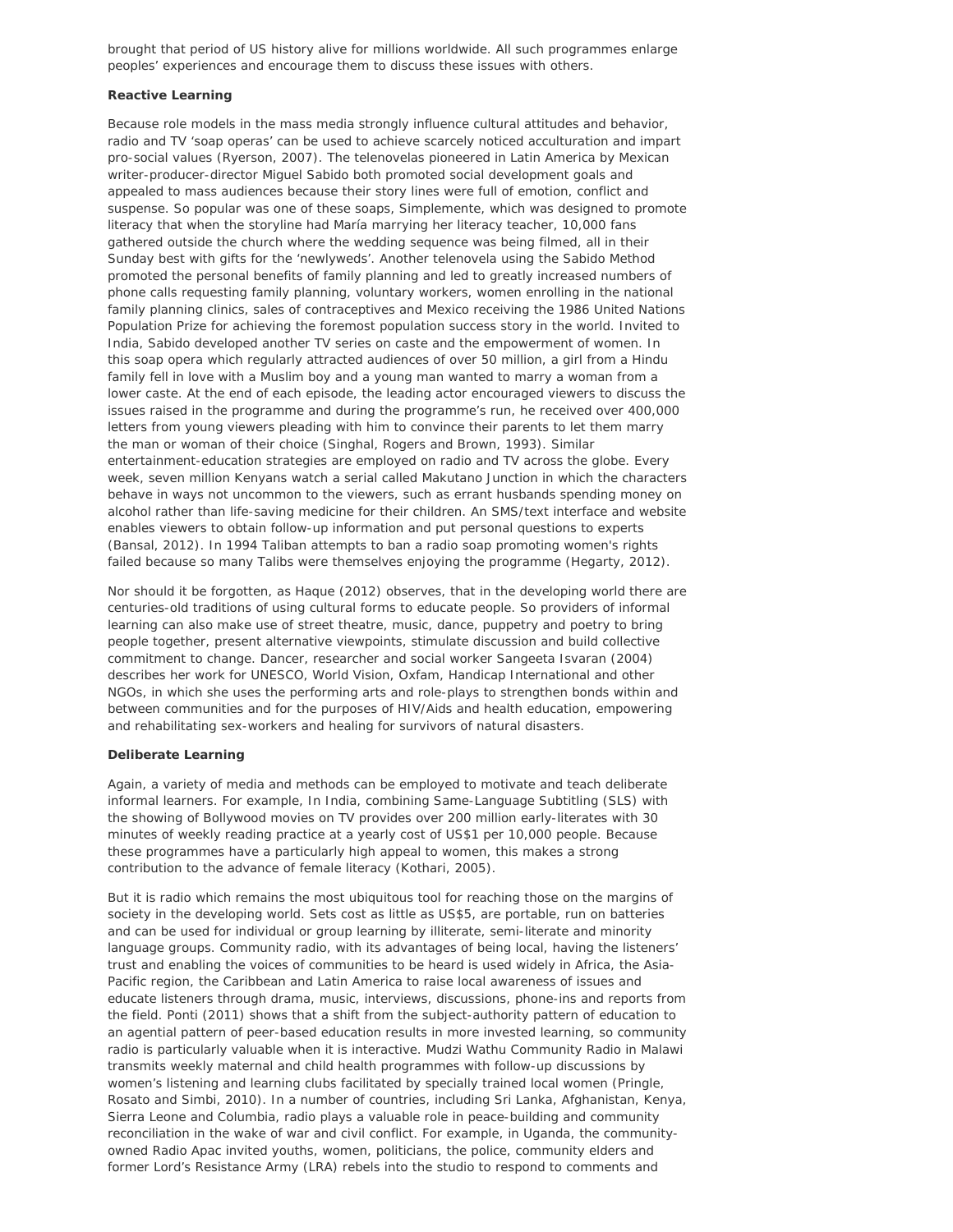brought that period of US history alive for millions worldwide. All such programmes enlarge peoples' experiences and encourage them to discuss these issues with others.

**Reactive Learning**

Because role models in the mass media strongly influence cultural attitudes and behavior, radio and TV 'soap operas' can be used to achieve scarcely noticed acculturation and impart pro-social values (Ryerson, 2007). The telenovelas pioneered in Latin America by Mexican writer-producer-director Miguel Sabido both promoted social development goals and appealed to mass audiences because their story lines were full of emotion, conflict and suspense. So popular was one of these soaps, Simplemente, which was designed to promote literacy that when the storyline had María marrying her literacy teacher, 10,000 fans gathered outside the church where the wedding sequence was being filmed, all in their Sunday best with gifts for the 'newlyweds'. Another telenovela using the Sabido Method promoted the personal benefits of family planning and led to greatly increased numbers of phone calls requesting family planning, voluntary workers, women enrolling in the national family planning clinics, sales of contraceptives and Mexico receiving the 1986 United Nations Population Prize for achieving the foremost population success story in the world. Invited to India, Sabido developed another TV series on caste and the empowerment of women. In this soap opera which regularly attracted audiences of over 50 million, a girl from a Hindu family fell in love with a Muslim boy and a young man wanted to marry a woman from a lower caste. At the end of each episode, the leading actor encouraged viewers to discuss the issues raised in the programme and during the programme's run, he received over 400,000 letters from young viewers pleading with him to convince their parents to let them marry the man or woman of their choice (Singhal, Rogers and Brown, 1993). Similar entertainment-education strategies are employed on radio and TV across the globe. Every week, seven million Kenyans watch a serial called Makutano Junction in which the characters behave in ways not uncommon to the viewers, such as errant husbands spending money on alcohol rather than life-saving medicine for their children. An SMS/text interface and website enables viewers to obtain follow-up information and put personal questions to experts (Bansal, 2012). In 1994 Taliban attempts to ban a radio soap promoting women's rights failed because so many Talibs were themselves enjoying the programme (Hegarty, 2012).

Nor should it be forgotten, as Haque (2012) observes, that in the developing world there are centuries-old traditions of using cultural forms to educate people. So providers of informal learning can also make use of street theatre, music, dance, puppetry and poetry to bring people together, present alternative viewpoints, stimulate discussion and build collective commitment to change. Dancer, researcher and social worker Sangeeta Isvaran (2004) describes her work for UNESCO, World Vision, Oxfam, Handicap International and other NGOs, in which she uses the performing arts and role-plays to strengthen bonds within and between communities and for the purposes of HIV/Aids and health education, empowering and rehabilitating sex-workers and healing for survivors of natural disasters.

**Deliberate Learning**

Again, a variety of media and methods can be employed to motivate and teach deliberate informal learners. For example, In India, combining Same-Language Subtitling (SLS) with the showing of Bollywood movies on TV provides over 200 million early-literates with 30 minutes of weekly reading practice at a yearly cost of US$1 per 10,000 people. Because these programmes have a particularly high appeal to women, this makes a strong contribution to the advance of female literacy (Kothari, 2005).

But it is radio which remains the most ubiquitous tool for reaching those on the margins of society in the developing world. Sets cost as little as US$5, are portable, run on batteries and can be used for individual or group learning by illiterate, semi-literate and minority language groups. Community radio, with its advantages of being local, having the listeners' trust and enabling the voices of communities to be heard is used widely in Africa, the Asia-Pacific region, the Caribbean and Latin America to raise local awareness of issues and educate listeners through drama, music, interviews, discussions, phone-ins and reports from the field. Ponti (2011) shows that a shift from the subject-authority pattern of education to an agential pattern of peer-based education results in more invested learning, so community radio is particularly valuable when it is interactive. Mudzi Wathu Community Radio in Malawi transmits weekly maternal and child health programmes with follow-up discussions by women's listening and learning clubs facilitated by specially trained local women (Pringle, Rosato and Simbi, 2010). In a number of countries, including Sri Lanka, Afghanistan, Kenya, Sierra Leone and Columbia, radio plays a valuable role in peace-building and community reconciliation in the wake of war and civil conflict. For example, in Uganda, the community-owned Radio Apac invited youths, women, politicians, the police, community elders and former Lord's Resistance Army (LRA) rebels into the studio to respond to comments and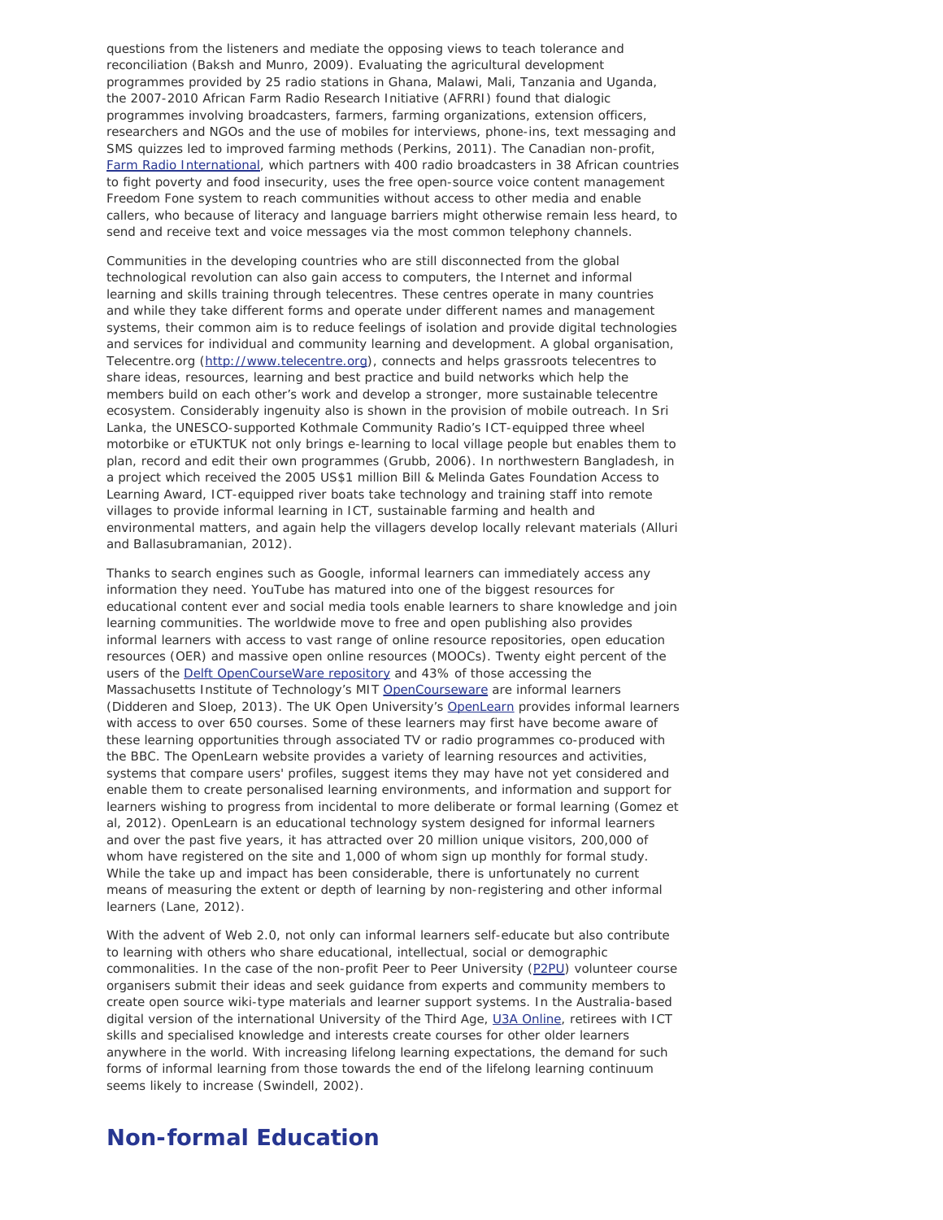questions from the listeners and mediate the opposing views to teach tolerance and reconciliation (Baksh and Munro, 2009). Evaluating the agricultural development programmes provided by 25 radio stations in Ghana, Malawi, Mali, Tanzania and Uganda, the 2007-2010 African Farm Radio Research Initiative (AFRRI) found that dialogic programmes involving broadcasters, farmers, farming organizations, extension officers, researchers and NGOs and the use of mobiles for interviews, phone-ins, text messaging and SMS quizzes led to improved farming methods (Perkins, 2011). The Canadian non-profit, Farm Radio International, which partners with 400 radio broadcasters in 38 African countries to fight poverty and food insecurity, uses the free open-source voice content management Freedom Fone system to reach communities without access to other media and enable callers, who because of literacy and language barriers might otherwise remain less heard, to send and receive text and voice messages via the most common telephony channels.

Communities in the developing countries who are still disconnected from the global technological revolution can also gain access to computers, the Internet and informal learning and skills training through telecentres. These centres operate in many countries and while they take different forms and operate under different names and management systems, their common aim is to reduce feelings of isolation and provide digital technologies and services for individual and community learning and development. A global organisation, Telecentre.org (http://www.telecentre.org), connects and helps grassroots telecentres to share ideas, resources, learning and best practice and build networks which help the members build on each other's work and develop a stronger, more sustainable telecentre ecosystem. Considerably ingenuity also is shown in the provision of mobile outreach. In Sri Lanka, the UNESCO-supported Kothmale Community Radio's ICT-equipped three wheel motorbike or eTUKTUK not only brings e-learning to local village people but enables them to plan, record and edit their own programmes (Grubb, 2006). In northwestern Bangladesh, in a project which received the 2005 US$1 million Bill & Melinda Gates Foundation Access to Learning Award, ICT-equipped river boats take technology and training staff into remote villages to provide informal learning in ICT, sustainable farming and health and environmental matters, and again help the villagers develop locally relevant materials (Alluri and Ballasubramanian, 2012).

Thanks to search engines such as Google, informal learners can immediately access any information they need. YouTube has matured into one of the biggest resources for educational content ever and social media tools enable learners to share knowledge and join learning communities. The worldwide move to free and open publishing also provides informal learners with access to vast range of online resource repositories, open education resources (OER) and massive open online resources (MOOCs). Twenty eight percent of the users of the Delft OpenCourseWare repository and 43% of those accessing the Massachusetts Institute of Technology's MIT OpenCourseware are informal learners (Didderen and Sloep, 2013). The UK Open University's OpenLearn provides informal learners with access to over 650 courses. Some of these learners may first have become aware of these learning opportunities through associated TV or radio programmes co-produced with the BBC. The OpenLearn website provides a variety of learning resources and activities, systems that compare users' profiles, suggest items they may have not yet considered and enable them to create personalised learning environments, and information and support for learners wishing to progress from incidental to more deliberate or formal learning (Gomez et al, 2012). OpenLearn is an educational technology system designed for informal learners and over the past five years, it has attracted over 20 million unique visitors, 200,000 of whom have registered on the site and 1,000 of whom sign up monthly for formal study. While the take up and impact has been considerable, there is unfortunately no current means of measuring the extent or depth of learning by non-registering and other informal learners (Lane, 2012).

With the advent of Web 2.0, not only can informal learners self-educate but also contribute to learning with others who share educational, intellectual, social or demographic commonalities. In the case of the non-profit Peer to Peer University (P2PU) volunteer course organisers submit their ideas and seek guidance from experts and community members to create open source wiki-type materials and learner support systems. In the Australia-based digital version of the international University of the Third Age, U3A Online, retirees with ICT skills and specialised knowledge and interests create courses for other older learners anywhere in the world. With increasing lifelong learning expectations, the demand for such forms of informal learning from those towards the end of the lifelong learning continuum seems likely to increase (Swindell, 2002).

## Non-formal Education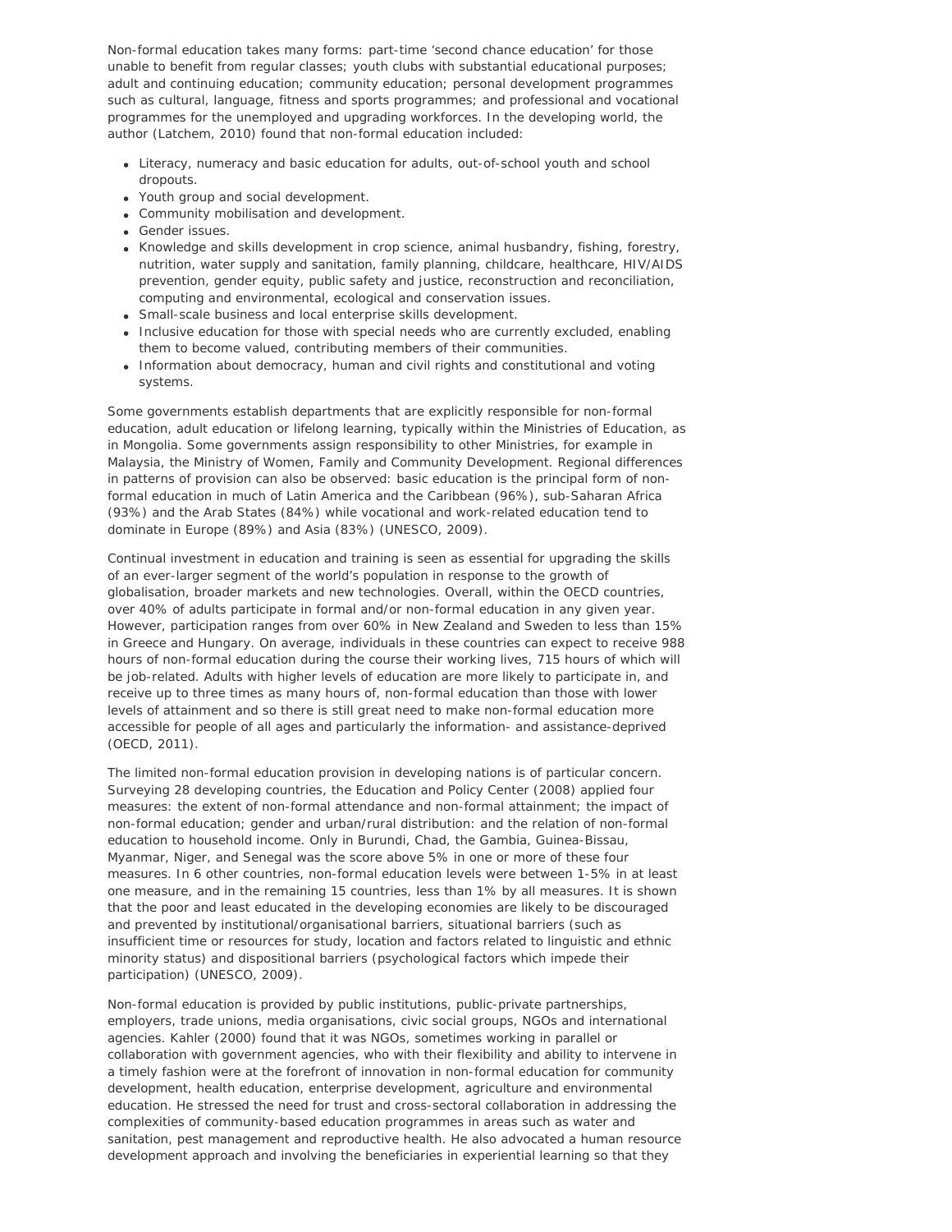Non-formal education takes many forms: part-time 'second chance education' for those unable to benefit from regular classes; youth clubs with substantial educational purposes; adult and continuing education; community education; personal development programmes such as cultural, language, fitness and sports programmes; and professional and vocational programmes for the unemployed and upgrading workforces. In the developing world, the author (Latchem, 2010) found that non-formal education included:

- Literacy, numeracy and basic education for adults, out-of-school youth and school dropouts.
- Youth group and social development.
- Community mobilisation and development.
- Gender issues.
- Knowledge and skills development in crop science, animal husbandry, fishing, forestry, nutrition, water supply and sanitation, family planning, childcare, healthcare, HIV/AIDS prevention, gender equity, public safety and justice, reconstruction and reconciliation, computing and environmental, ecological and conservation issues.
- Small-scale business and local enterprise skills development.
- Inclusive education for those with special needs who are currently excluded, enabling them to become valued, contributing members of their communities.
- Information about democracy, human and civil rights and constitutional and voting systems.

Some governments establish departments that are explicitly responsible for non-formal education, adult education or lifelong learning, typically within the Ministries of Education, as in Mongolia. Some governments assign responsibility to other Ministries, for example in Malaysia, the Ministry of Women, Family and Community Development. Regional differences in patterns of provision can also be observed: basic education is the principal form of non-formal education in much of Latin America and the Caribbean (96%), sub-Saharan Africa (93%) and the Arab States (84%) while vocational and work-related education tend to dominate in Europe (89%) and Asia (83%) (UNESCO, 2009).

Continual investment in education and training is seen as essential for upgrading the skills of an ever-larger segment of the world's population in response to the growth of globalisation, broader markets and new technologies. Overall, within the OECD countries, over 40% of adults participate in formal and/or non-formal education in any given year. However, participation ranges from over 60% in New Zealand and Sweden to less than 15% in Greece and Hungary. On average, individuals in these countries can expect to receive 988 hours of non-formal education during the course their working lives, 715 hours of which will be job-related. Adults with higher levels of education are more likely to participate in, and receive up to three times as many hours of, non-formal education than those with lower levels of attainment and so there is still great need to make non-formal education more accessible for people of all ages and particularly the information- and assistance-deprived (OECD, 2011).

The limited non-formal education provision in developing nations is of particular concern. Surveying 28 developing countries, the Education and Policy Center (2008) applied four measures: the extent of non-formal attendance and non-formal attainment; the impact of non-formal education; gender and urban/rural distribution: and the relation of non-formal education to household income. Only in Burundi, Chad, the Gambia, Guinea-Bissau, Myanmar, Niger, and Senegal was the score above 5% in one or more of these four measures. In 6 other countries, non-formal education levels were between 1-5% in at least one measure, and in the remaining 15 countries, less than 1% by all measures. It is shown that the poor and least educated in the developing economies are likely to be discouraged and prevented by institutional/organisational barriers, situational barriers (such as insufficient time or resources for study, location and factors related to linguistic and ethnic minority status) and dispositional barriers (psychological factors which impede their participation) (UNESCO, 2009).

Non-formal education is provided by public institutions, public-private partnerships, employers, trade unions, media organisations, civic social groups, NGOs and international agencies. Kahler (2000) found that it was NGOs, sometimes working in parallel or collaboration with government agencies, who with their flexibility and ability to intervene in a timely fashion were at the forefront of innovation in non-formal education for community development, health education, enterprise development, agriculture and environmental education. He stressed the need for trust and cross-sectoral collaboration in addressing the complexities of community-based education programmes in areas such as water and sanitation, pest management and reproductive health. He also advocated a human resource development approach and involving the beneficiaries in experiential learning so that they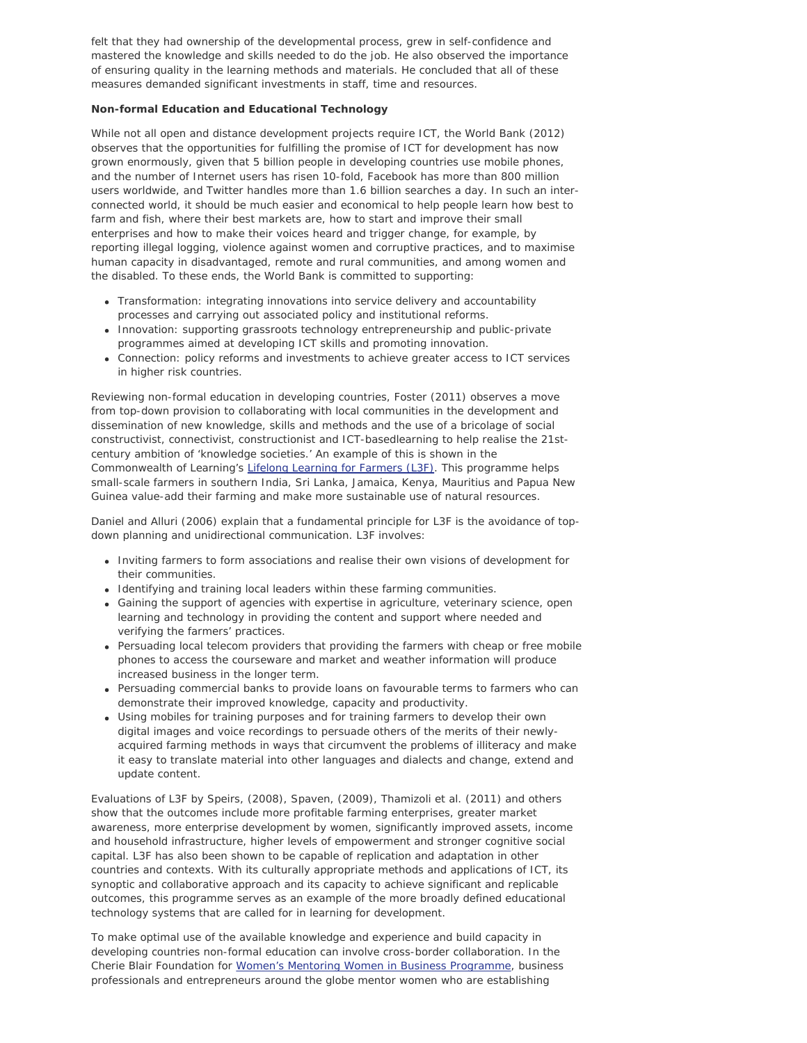felt that they had ownership of the developmental process, grew in self-confidence and mastered the knowledge and skills needed to do the job. He also observed the importance of ensuring quality in the learning methods and materials. He concluded that all of these measures demanded significant investments in staff, time and resources.

**Non-formal Education and Educational Technology**

While not all open and distance development projects require ICT, the World Bank (2012) observes that the opportunities for fulfilling the promise of ICT for development has now grown enormously, given that 5 billion people in developing countries use mobile phones, and the number of Internet users has risen 10-fold, Facebook has more than 800 million users worldwide, and Twitter handles more than 1.6 billion searches a day. In such an inter-connected world, it should be much easier and economical to help people learn how best to farm and fish, where their best markets are, how to start and improve their small enterprises and how to make their voices heard and trigger change, for example, by reporting illegal logging, violence against women and corruptive practices, and to maximise human capacity in disadvantaged, remote and rural communities, and among women and the disabled. To these ends, the World Bank is committed to supporting:

- Transformation: integrating innovations into service delivery and accountability processes and carrying out associated policy and institutional reforms.
- Innovation: supporting grassroots technology entrepreneurship and public-private programmes aimed at developing ICT skills and promoting innovation.
- Connection: policy reforms and investments to achieve greater access to ICT services in higher risk countries.

Reviewing non-formal education in developing countries, Foster (2011) observes a move from top-down provision to collaborating with local communities in the development and dissemination of new knowledge, skills and methods and the use of a bricolage of social constructivist, connectivist, constructionist and ICT-basedlearning to help realise the 21st-century ambition of 'knowledge societies.' An example of this is shown in the Commonwealth of Learning's Lifelong Learning for Farmers (L3F). This programme helps small-scale farmers in southern India, Sri Lanka, Jamaica, Kenya, Mauritius and Papua New Guinea value-add their farming and make more sustainable use of natural resources.

Daniel and Alluri (2006) explain that a fundamental principle for L3F is the avoidance of top-down planning and unidirectional communication. L3F involves:

- Inviting farmers to form associations and realise their own visions of development for their communities.
- Identifying and training local leaders within these farming communities.
- Gaining the support of agencies with expertise in agriculture, veterinary science, open learning and technology in providing the content and support where needed and verifying the farmers' practices.
- Persuading local telecom providers that providing the farmers with cheap or free mobile phones to access the courseware and market and weather information will produce increased business in the longer term.
- Persuading commercial banks to provide loans on favourable terms to farmers who can demonstrate their improved knowledge, capacity and productivity.
- Using mobiles for training purposes and for training farmers to develop their own digital images and voice recordings to persuade others of the merits of their newly-acquired farming methods in ways that circumvent the problems of illiteracy and make it easy to translate material into other languages and dialects and change, extend and update content.

Evaluations of L3F by Speirs, (2008), Spaven, (2009), Thamizoli et al. (2011) and others show that the outcomes include more profitable farming enterprises, greater market awareness, more enterprise development by women, significantly improved assets, income and household infrastructure, higher levels of empowerment and stronger cognitive social capital. L3F has also been shown to be capable of replication and adaptation in other countries and contexts. With its culturally appropriate methods and applications of ICT, its synoptic and collaborative approach and its capacity to achieve significant and replicable outcomes, this programme serves as an example of the more broadly defined educational technology systems that are called for in learning for development.

To make optimal use of the available knowledge and experience and build capacity in developing countries non-formal education can involve cross-border collaboration. In the Cherie Blair Foundation for Women's Mentoring Women in Business Programme, business professionals and entrepreneurs around the globe mentor women who are establishing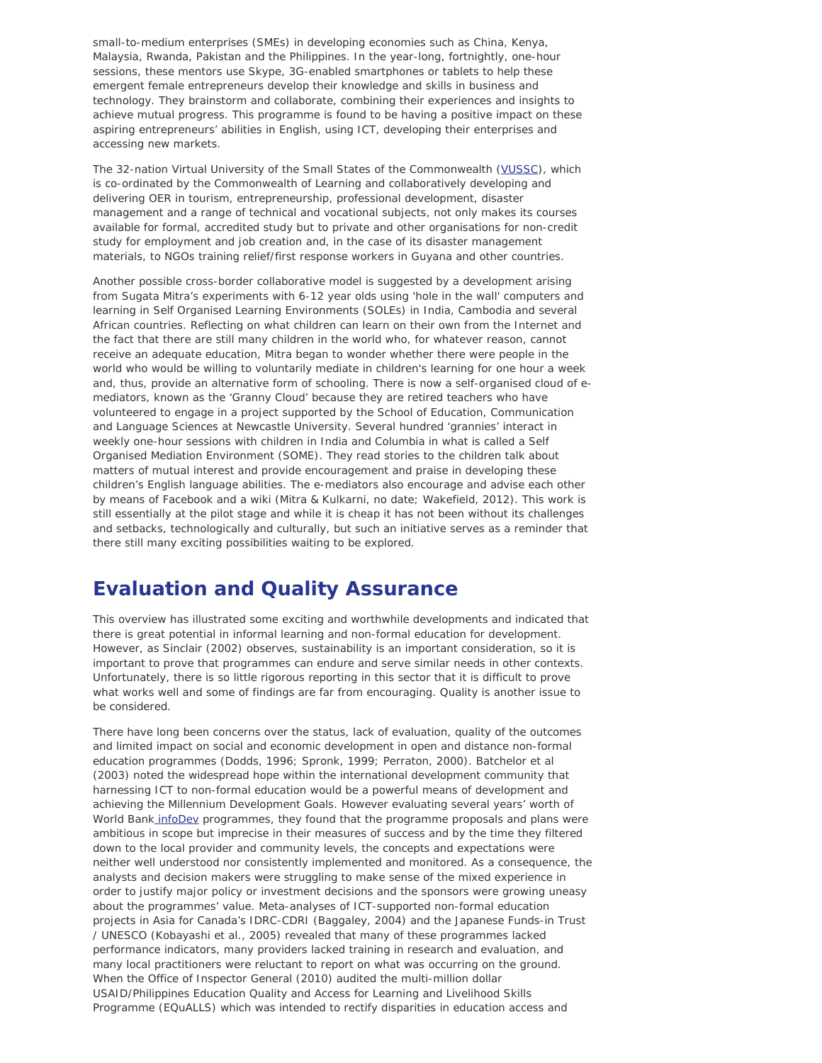small-to-medium enterprises (SMEs) in developing economies such as China, Kenya, Malaysia, Rwanda, Pakistan and the Philippines. In the year-long, fortnightly, one-hour sessions, these mentors use Skype, 3G-enabled smartphones or tablets to help these emergent female entrepreneurs develop their knowledge and skills in business and technology. They brainstorm and collaborate, combining their experiences and insights to achieve mutual progress. This programme is found to be having a positive impact on these aspiring entrepreneurs' abilities in English, using ICT, developing their enterprises and accessing new markets.

The 32-nation Virtual University of the Small States of the Commonwealth (VUSSC), which is co-ordinated by the Commonwealth of Learning and collaboratively developing and delivering OER in tourism, entrepreneurship, professional development, disaster management and a range of technical and vocational subjects, not only makes its courses available for formal, accredited study but to private and other organisations for non-credit study for employment and job creation and, in the case of its disaster management materials, to NGOs training relief/first response workers in Guyana and other countries.

Another possible cross-border collaborative model is suggested by a development arising from Sugata Mitra's experiments with 6-12 year olds using 'hole in the wall' computers and learning in Self Organised Learning Environments (SOLEs) in India, Cambodia and several African countries. Reflecting on what children can learn on their own from the Internet and the fact that there are still many children in the world who, for whatever reason, cannot receive an adequate education, Mitra began to wonder whether there were people in the world who would be willing to voluntarily mediate in children's learning for one hour a week and, thus, provide an alternative form of schooling. There is now a self-organised cloud of e-mediators, known as the 'Granny Cloud' because they are retired teachers who have volunteered to engage in a project supported by the School of Education, Communication and Language Sciences at Newcastle University. Several hundred 'grannies' interact in weekly one-hour sessions with children in India and Columbia in what is called a Self Organised Mediation Environment (SOME). They read stories to the children talk about matters of mutual interest and provide encouragement and praise in developing these children's English language abilities. The e-mediators also encourage and advise each other by means of Facebook and a wiki (Mitra & Kulkarni, no date; Wakefield, 2012). This work is still essentially at the pilot stage and while it is cheap it has not been without its challenges and setbacks, technologically and culturally, but such an initiative serves as a reminder that there still many exciting possibilities waiting to be explored.

## Evaluation and Quality Assurance

This overview has illustrated some exciting and worthwhile developments and indicated that there is great potential in informal learning and non-formal education for development. However, as Sinclair (2002) observes, sustainability is an important consideration, so it is important to prove that programmes can endure and serve similar needs in other contexts. Unfortunately, there is so little rigorous reporting in this sector that it is difficult to prove what works well and some of findings are far from encouraging. Quality is another issue to be considered.

There have long been concerns over the status, lack of evaluation, quality of the outcomes and limited impact on social and economic development in open and distance non-formal education programmes (Dodds, 1996; Spronk, 1999; Perraton, 2000). Batchelor et al (2003) noted the widespread hope within the international development community that harnessing ICT to non-formal education would be a powerful means of development and achieving the Millennium Development Goals. However evaluating several years' worth of World Bank infoDev programmes, they found that the programme proposals and plans were ambitious in scope but imprecise in their measures of success and by the time they filtered down to the local provider and community levels, the concepts and expectations were neither well understood nor consistently implemented and monitored. As a consequence, the analysts and decision makers were struggling to make sense of the mixed experience in order to justify major policy or investment decisions and the sponsors were growing uneasy about the programmes' value. Meta-analyses of ICT-supported non-formal education projects in Asia for Canada's IDRC-CDRI (Baggaley, 2004) and the Japanese Funds-in Trust / UNESCO (Kobayashi et al., 2005) revealed that many of these programmes lacked performance indicators, many providers lacked training in research and evaluation, and many local practitioners were reluctant to report on what was occurring on the ground. When the Office of Inspector General (2010) audited the multi-million dollar USAID/Philippines Education Quality and Access for Learning and Livelihood Skills Programme (EQuALLS) which was intended to rectify disparities in education access and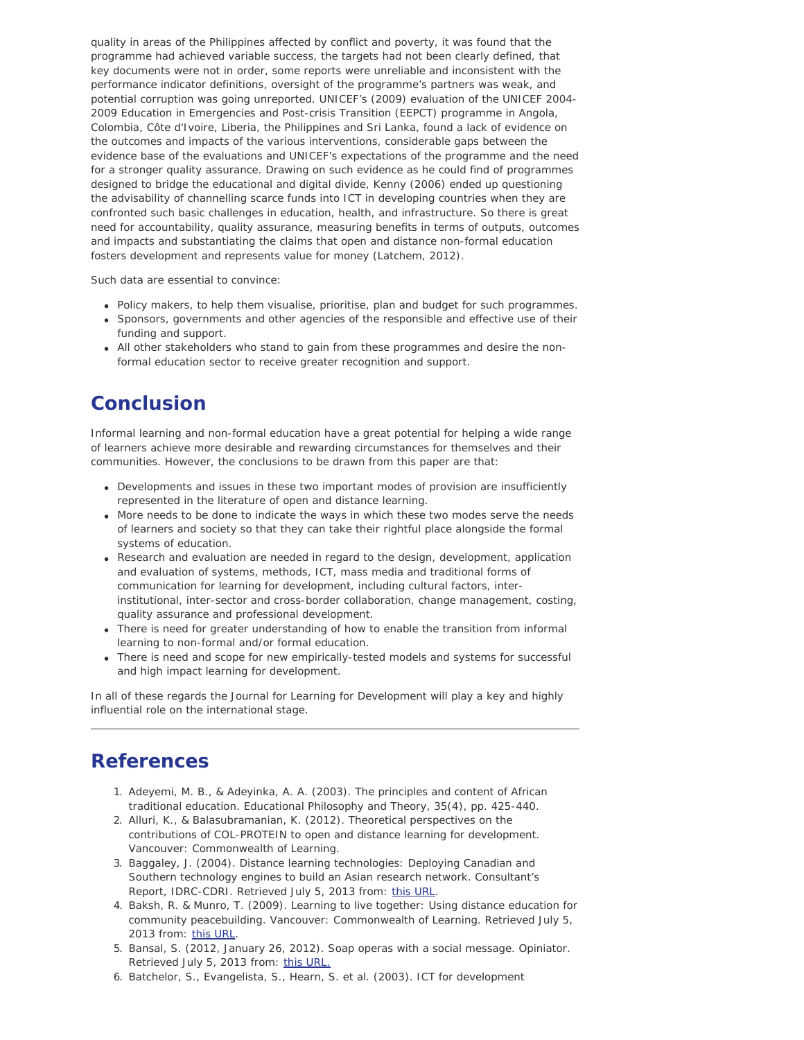quality in areas of the Philippines affected by conflict and poverty, it was found that the programme had achieved variable success, the targets had not been clearly defined, that key documents were not in order, some reports were unreliable and inconsistent with the performance indicator definitions, oversight of the programme's partners was weak, and potential corruption was going unreported. UNICEF's (2009) evaluation of the UNICEF 2004-2009 Education in Emergencies and Post-crisis Transition (EEPCT) programme in Angola, Colombia, Côte d'Ivoire, Liberia, the Philippines and Sri Lanka, found a lack of evidence on the outcomes and impacts of the various interventions, considerable gaps between the evidence base of the evaluations and UNICEF's expectations of the programme and the need for a stronger quality assurance. Drawing on such evidence as he could find of programmes designed to bridge the educational and digital divide, Kenny (2006) ended up questioning the advisability of channelling scarce funds into ICT in developing countries when they are confronted such basic challenges in education, health, and infrastructure. So there is great need for accountability, quality assurance, measuring benefits in terms of outputs, outcomes and impacts and substantiating the claims that open and distance non-formal education fosters development and represents value for money (Latchem, 2012).

Such data are essential to convince:

- Policy makers, to help them visualise, prioritise, plan and budget for such programmes.
- Sponsors, governments and other agencies of the responsible and effective use of their funding and support.
- All other stakeholders who stand to gain from these programmes and desire the non-formal education sector to receive greater recognition and support.

## Conclusion

Informal learning and non-formal education have a great potential for helping a wide range of learners achieve more desirable and rewarding circumstances for themselves and their communities. However, the conclusions to be drawn from this paper are that:

- Developments and issues in these two important modes of provision are insufficiently represented in the literature of open and distance learning.
- More needs to be done to indicate the ways in which these two modes serve the needs of learners and society so that they can take their rightful place alongside the formal systems of education.
- Research and evaluation are needed in regard to the design, development, application and evaluation of systems, methods, ICT, mass media and traditional forms of communication for learning for development, including cultural factors, inter-institutional, inter-sector and cross-border collaboration, change management, costing, quality assurance and professional development.
- There is need for greater understanding of how to enable the transition from informal learning to non-formal and/or formal education.
- There is need and scope for new empirically-tested models and systems for successful and high impact learning for development.

In all of these regards the Journal for Learning for Development will play a key and highly influential role on the international stage.

---

## References

1. Adeyemi, M. B., & Adeyinka, A. A. (2003). The principles and content of African traditional education. Educational Philosophy and Theory, 35(4), pp. 425-440.
2. Alluri, K., & Balasubramanian, K. (2012). Theoretical perspectives on the contributions of COL-PROTEIN to open and distance learning for development. Vancouver: Commonwealth of Learning.
3. Baggaley, J. (2004). Distance learning technologies: Deploying Canadian and Southern technology engines to build an Asian research network. Consultant's Report, IDRC-CDRI. Retrieved July 5, 2013 from: this URL.
4. Baksh, R. & Munro, T. (2009). Learning to live together: Using distance education for community peacebuilding. Vancouver: Commonwealth of Learning. Retrieved July 5, 2013 from: this URL.
5. Bansal, S. (2012, January 26, 2012). Soap operas with a social message. Opiniator. Retrieved July 5, 2013 from: this URL.
6. Batchelor, S., Evangelista, S., Hearn, S. et al. (2003). ICT for development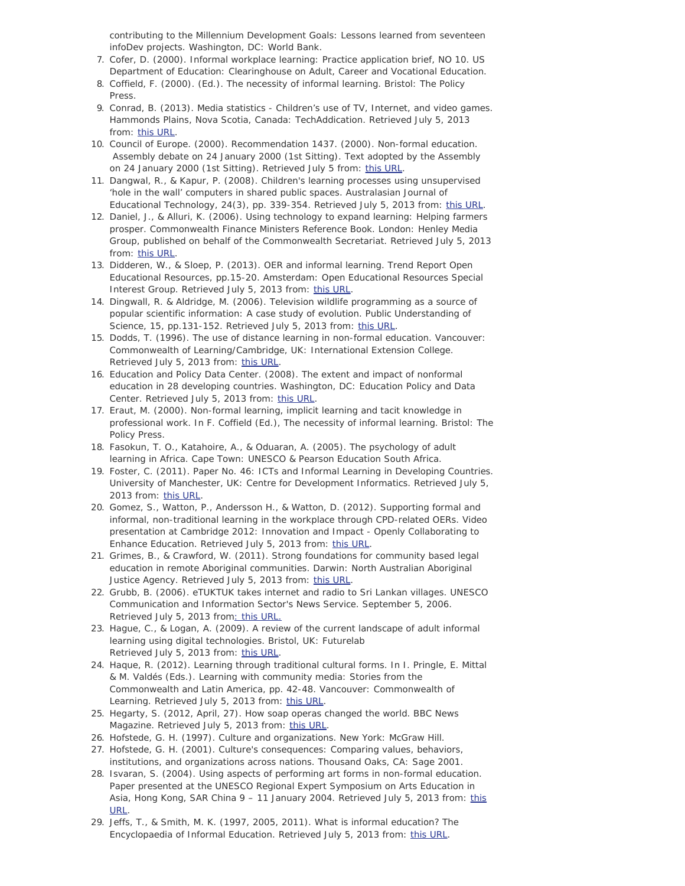contributing to the Millennium Development Goals: Lessons learned from seventeen infoDev projects. Washington, DC: World Bank.

7. Cofer, D. (2000). Informal workplace learning: Practice application brief, NO 10. US Department of Education: Clearinghouse on Adult, Career and Vocational Education.
8. Coffield, F. (2000). (Ed.). The necessity of informal learning. Bristol: The Policy Press.
9. Conrad, B. (2013). Media statistics - Children's use of TV, Internet, and video games. Hammonds Plains, Nova Scotia, Canada: TechAddication. Retrieved July 5, 2013 from: this URL.
10. Council of Europe. (2000). Recommendation 1437. (2000). Non-formal education. Assembly debate on 24 January 2000 (1st Sitting). Text adopted by the Assembly on 24 January 2000 (1st Sitting). Retrieved July 5 from: this URL.
11. Dangwal, R., & Kapur, P. (2008). Children's learning processes using unsupervised 'hole in the wall' computers in shared public spaces. Australasian Journal of Educational Technology, 24(3), pp. 339-354. Retrieved July 5, 2013 from: this URL.
12. Daniel, J., & Alluri, K. (2006). Using technology to expand learning: Helping farmers prosper. Commonwealth Finance Ministers Reference Book. London: Henley Media Group, published on behalf of the Commonwealth Secretariat. Retrieved July 5, 2013 from: this URL.
13. Didderen, W., & Sloep, P. (2013). OER and informal learning. Trend Report Open Educational Resources, pp.15-20. Amsterdam: Open Educational Resources Special Interest Group. Retrieved July 5, 2013 from: this URL.
14. Dingwall, R. & Aldridge, M. (2006). Television wildlife programming as a source of popular scientific information: A case study of evolution. Public Understanding of Science, 15, pp.131-152. Retrieved July 5, 2013 from: this URL.
15. Dodds, T. (1996). The use of distance learning in non-formal education. Vancouver: Commonwealth of Learning/Cambridge, UK: International Extension College. Retrieved July 5, 2013 from: this URL.
16. Education and Policy Data Center. (2008). The extent and impact of nonformal education in 28 developing countries. Washington, DC: Education Policy and Data Center. Retrieved July 5, 2013 from: this URL.
17. Eraut, M. (2000). Non-formal learning, implicit learning and tacit knowledge in professional work. In F. Coffield (Ed.), The necessity of informal learning. Bristol: The Policy Press.
18. Fasokun, T. O., Katahoire, A., & Oduaran, A. (2005). The psychology of adult learning in Africa. Cape Town: UNESCO & Pearson Education South Africa.
19. Foster, C. (2011). Paper No. 46: ICTs and Informal Learning in Developing Countries. University of Manchester, UK: Centre for Development Informatics. Retrieved July 5, 2013 from: this URL.
20. Gomez, S., Watton, P., Andersson H., & Watton, D. (2012). Supporting formal and informal, non-traditional learning in the workplace through CPD-related OERs. Video presentation at Cambridge 2012: Innovation and Impact - Openly Collaborating to Enhance Education. Retrieved July 5, 2013 from: this URL.
21. Grimes, B., & Crawford, W. (2011). Strong foundations for community based legal education in remote Aboriginal communities. Darwin: North Australian Aboriginal Justice Agency. Retrieved July 5, 2013 from: this URL.
22. Grubb, B. (2006). eTUKTUK takes internet and radio to Sri Lankan villages. UNESCO Communication and Information Sector's News Service. September 5, 2006. Retrieved July 5, 2013 from: this URL.
23. Hague, C., & Logan, A. (2009). A review of the current landscape of adult informal learning using digital technologies. Bristol, UK: Futurelab Retrieved July 5, 2013 from: this URL.
24. Haque, R. (2012). Learning through traditional cultural forms. In I. Pringle, E. Mittal & M. Valdés (Eds.). Learning with community media: Stories from the Commonwealth and Latin America, pp. 42-48. Vancouver: Commonwealth of Learning. Retrieved July 5, 2013 from: this URL.
25. Hegarty, S. (2012, April, 27). How soap operas changed the world. BBC News Magazine. Retrieved July 5, 2013 from: this URL.
26. Hofstede, G. H. (1997). Culture and organizations. New York: McGraw Hill.
27. Hofstede, G. H. (2001). Culture's consequences: Comparing values, behaviors, institutions, and organizations across nations. Thousand Oaks, CA: Sage 2001.
28. Isvaran, S. (2004). Using aspects of performing art forms in non-formal education. Paper presented at the UNESCO Regional Expert Symposium on Arts Education in Asia, Hong Kong, SAR China 9 – 11 January 2004. Retrieved July 5, 2013 from: this URL.
29. Jeffs, T., & Smith, M. K. (1997, 2005, 2011). What is informal education? The Encyclopaedia of Informal Education. Retrieved July 5, 2013 from: this URL.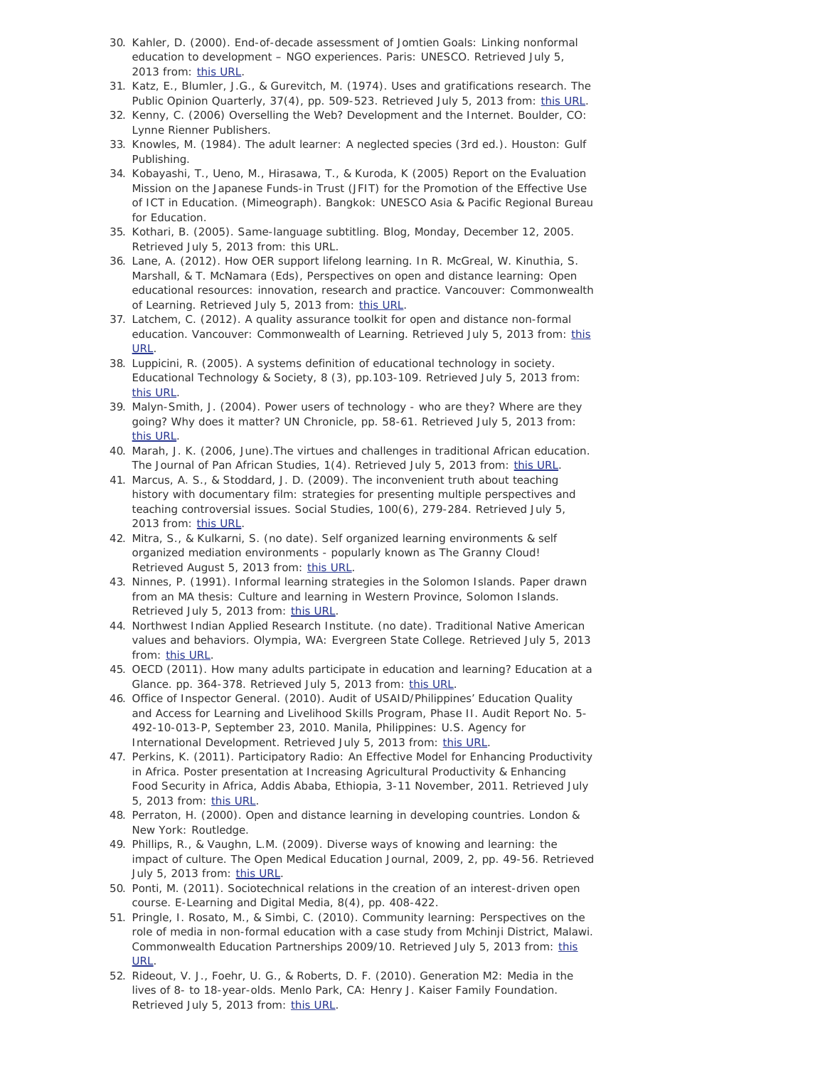30. Kahler, D. (2000). End-of-decade assessment of Jomtien Goals: Linking nonformal education to development – NGO experiences. Paris: UNESCO. Retrieved July 5, 2013 from: this URL.
31. Katz, E., Blumler, J.G., & Gurevitch, M. (1974). Uses and gratifications research. The Public Opinion Quarterly, 37(4), pp. 509-523. Retrieved July 5, 2013 from: this URL.
32. Kenny, C. (2006) Overselling the Web? Development and the Internet. Boulder, CO: Lynne Rienner Publishers.
33. Knowles, M. (1984). The adult learner: A neglected species (3rd ed.). Houston: Gulf Publishing.
34. Kobayashi, T., Ueno, M., Hirasawa, T., & Kuroda, K (2005) Report on the Evaluation Mission on the Japanese Funds-in Trust (JFIT) for the Promotion of the Effective Use of ICT in Education. (Mimeograph). Bangkok: UNESCO Asia & Pacific Regional Bureau for Education.
35. Kothari, B. (2005). Same-language subtitling. Blog, Monday, December 12, 2005. Retrieved July 5, 2013 from: this URL.
36. Lane, A. (2012). How OER support lifelong learning. In R. McGreal, W. Kinuthia, S. Marshall, & T. McNamara (Eds), Perspectives on open and distance learning: Open educational resources: innovation, research and practice. Vancouver: Commonwealth of Learning. Retrieved July 5, 2013 from: this URL.
37. Latchem, C. (2012). A quality assurance toolkit for open and distance non-formal education. Vancouver: Commonwealth of Learning. Retrieved July 5, 2013 from: this URL.
38. Luppicini, R. (2005). A systems definition of educational technology in society. Educational Technology & Society, 8 (3), pp.103-109. Retrieved July 5, 2013 from: this URL.
39. Malyn-Smith, J. (2004). Power users of technology - who are they? Where are they going? Why does it matter? UN Chronicle, pp. 58-61. Retrieved July 5, 2013 from: this URL.
40. Marah, J. K. (2006, June).The virtues and challenges in traditional African education. The Journal of Pan African Studies, 1(4). Retrieved July 5, 2013 from: this URL.
41. Marcus, A. S., & Stoddard, J. D. (2009). The inconvenient truth about teaching history with documentary film: strategies for presenting multiple perspectives and teaching controversial issues. Social Studies, 100(6), 279-284. Retrieved July 5, 2013 from: this URL.
42. Mitra, S., & Kulkarni, S. (no date). Self organized learning environments & self organized mediation environments - popularly known as The Granny Cloud! Retrieved August 5, 2013 from: this URL.
43. Ninnes, P. (1991). Informal learning strategies in the Solomon Islands. Paper drawn from an MA thesis: Culture and learning in Western Province, Solomon Islands. Retrieved July 5, 2013 from: this URL.
44. Northwest Indian Applied Research Institute. (no date). Traditional Native American values and behaviors. Olympia, WA: Evergreen State College. Retrieved July 5, 2013 from: this URL.
45. OECD (2011). How many adults participate in education and learning? Education at a Glance. pp. 364-378. Retrieved July 5, 2013 from: this URL.
46. Office of Inspector General. (2010). Audit of USAID/Philippines' Education Quality and Access for Learning and Livelihood Skills Program, Phase II. Audit Report No. 5-492-10-013-P, September 23, 2010. Manila, Philippines: U.S. Agency for International Development. Retrieved July 5, 2013 from: this URL.
47. Perkins, K. (2011). Participatory Radio: An Effective Model for Enhancing Productivity in Africa. Poster presentation at Increasing Agricultural Productivity & Enhancing Food Security in Africa, Addis Ababa, Ethiopia, 3-11 November, 2011. Retrieved July 5, 2013 from: this URL.
48. Perraton, H. (2000). Open and distance learning in developing countries. London & New York: Routledge.
49. Phillips, R., & Vaughn, L.M. (2009). Diverse ways of knowing and learning: the impact of culture. The Open Medical Education Journal, 2009, 2, pp. 49-56. Retrieved July 5, 2013 from: this URL.
50. Ponti, M. (2011). Sociotechnical relations in the creation of an interest-driven open course. E-Learning and Digital Media, 8(4), pp. 408-422.
51. Pringle, I. Rosato, M., & Simbi, C. (2010). Community learning: Perspectives on the role of media in non-formal education with a case study from Mchinji District, Malawi. Commonwealth Education Partnerships 2009/10. Retrieved July 5, 2013 from: this URL.
52. Rideout, V. J., Foehr, U. G., & Roberts, D. F. (2010). Generation M2: Media in the lives of 8- to 18-year-olds. Menlo Park, CA: Henry J. Kaiser Family Foundation. Retrieved July 5, 2013 from: this URL.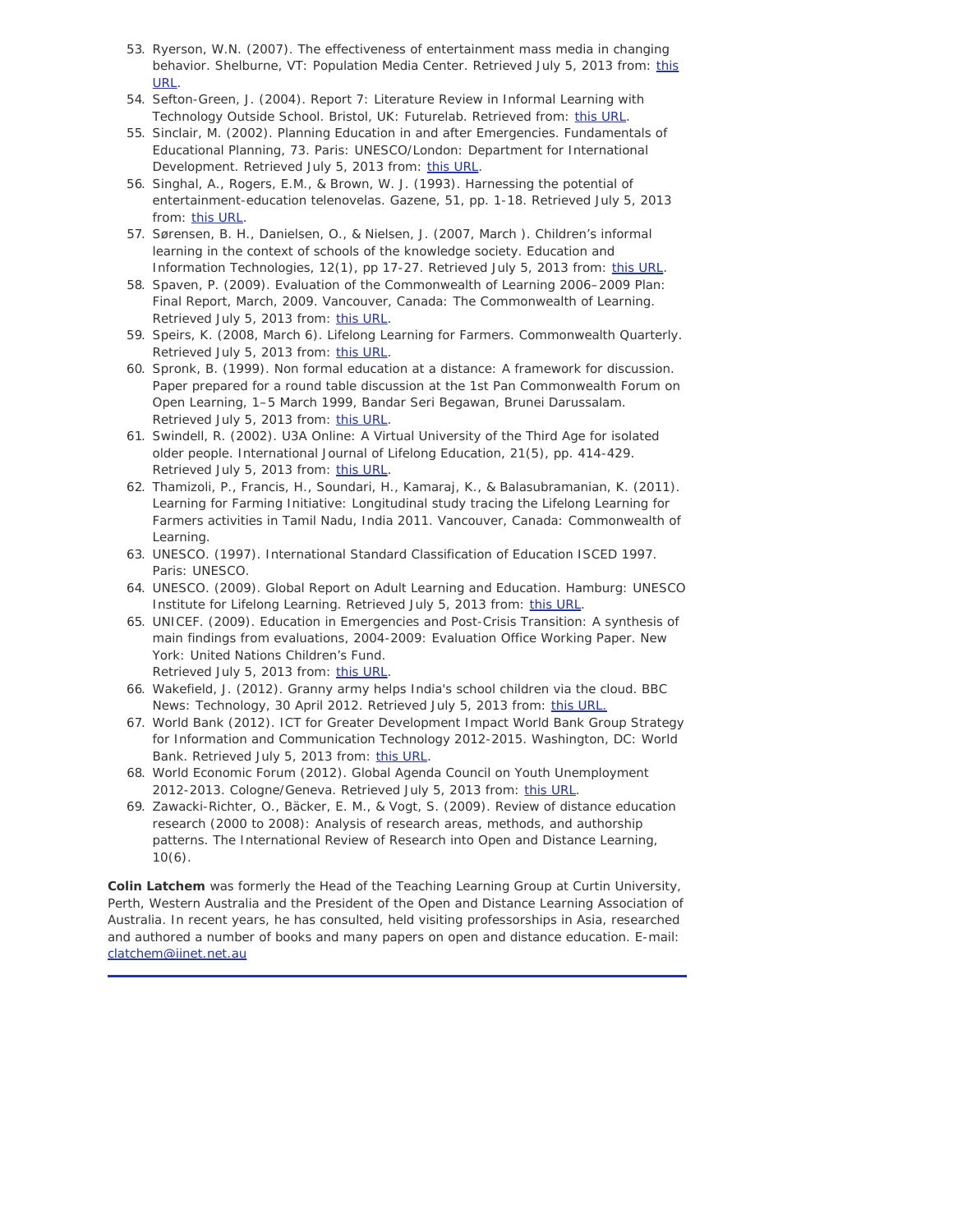53. Ryerson, W.N. (2007). The effectiveness of entertainment mass media in changing behavior. Shelburne, VT: Population Media Center. Retrieved July 5, 2013 from: this URL.
54. Sefton-Green, J. (2004). Report 7: Literature Review in Informal Learning with Technology Outside School. Bristol, UK: Futurelab. Retrieved from: this URL.
55. Sinclair, M. (2002). Planning Education in and after Emergencies. Fundamentals of Educational Planning, 73. Paris: UNESCO/London: Department for International Development. Retrieved July 5, 2013 from: this URL.
56. Singhal, A., Rogers, E.M., & Brown, W. J. (1993). Harnessing the potential of entertainment-education telenovelas. Gazene, 51, pp. 1-18. Retrieved July 5, 2013 from: this URL.
57. Sørensen, B. H., Danielsen, O., & Nielsen, J. (2007, March ). Children's informal learning in the context of schools of the knowledge society. Education and Information Technologies, 12(1), pp 17-27. Retrieved July 5, 2013 from: this URL.
58. Spaven, P. (2009). Evaluation of the Commonwealth of Learning 2006–2009 Plan: Final Report, March, 2009. Vancouver, Canada: The Commonwealth of Learning. Retrieved July 5, 2013 from: this URL.
59. Speirs, K. (2008, March 6). Lifelong Learning for Farmers. Commonwealth Quarterly. Retrieved July 5, 2013 from: this URL.
60. Spronk, B. (1999). Non formal education at a distance: A framework for discussion. Paper prepared for a round table discussion at the 1st Pan Commonwealth Forum on Open Learning, 1–5 March 1999, Bandar Seri Begawan, Brunei Darussalam. Retrieved July 5, 2013 from: this URL.
61. Swindell, R. (2002). U3A Online: A Virtual University of the Third Age for isolated older people. International Journal of Lifelong Education, 21(5), pp. 414-429. Retrieved July 5, 2013 from: this URL.
62. Thamizoli, P., Francis, H., Soundari, H., Kamaraj, K., & Balasubramanian, K. (2011). Learning for Farming Initiative: Longitudinal study tracing the Lifelong Learning for Farmers activities in Tamil Nadu, India 2011. Vancouver, Canada: Commonwealth of Learning.
63. UNESCO. (1997). International Standard Classification of Education ISCED 1997. Paris: UNESCO.
64. UNESCO. (2009). Global Report on Adult Learning and Education. Hamburg: UNESCO Institute for Lifelong Learning. Retrieved July 5, 2013 from: this URL.
65. UNICEF. (2009). Education in Emergencies and Post-Crisis Transition: A synthesis of main findings from evaluations, 2004-2009: Evaluation Office Working Paper. New York: United Nations Children's Fund. Retrieved July 5, 2013 from: this URL.
66. Wakefield, J. (2012). Granny army helps India's school children via the cloud. BBC News: Technology, 30 April 2012. Retrieved July 5, 2013 from: this URL.
67. World Bank (2012). ICT for Greater Development Impact World Bank Group Strategy for Information and Communication Technology 2012-2015. Washington, DC: World Bank. Retrieved July 5, 2013 from: this URL.
68. World Economic Forum (2012). Global Agenda Council on Youth Unemployment 2012-2013. Cologne/Geneva. Retrieved July 5, 2013 from: this URL.
69. Zawacki-Richter, O., Bäcker, E. M., & Vogt, S. (2009). Review of distance education research (2000 to 2008): Analysis of research areas, methods, and authorship patterns. The International Review of Research into Open and Distance Learning, 10(6).

**Colin Latchem** was formerly the Head of the Teaching Learning Group at Curtin University, Perth, Western Australia and the President of the Open and Distance Learning Association of Australia. In recent years, he has consulted, held visiting professorships in Asia, researched and authored a number of books and many papers on open and distance education. E-mail: clatchem@iinet.net.au